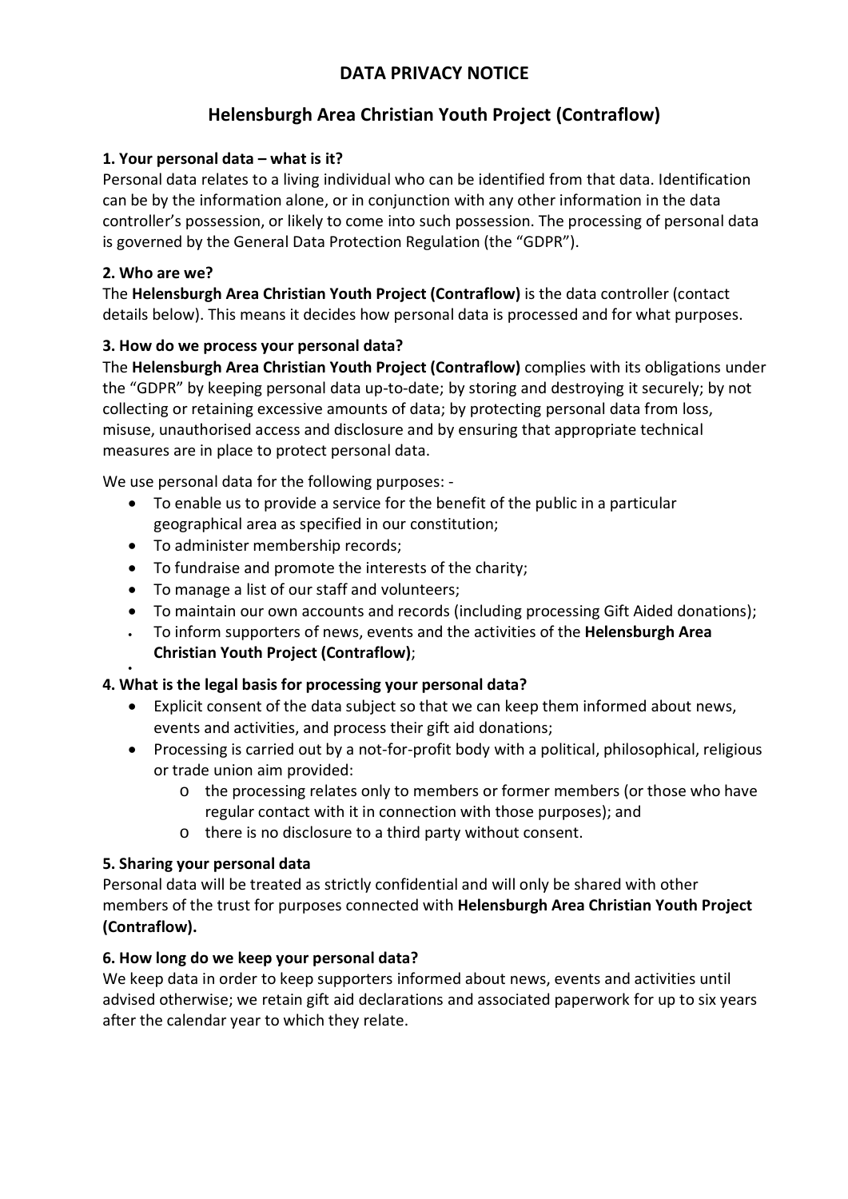# DATA PRIVACY NOTICE

## Helensburgh Area Christian Youth Project (Contraflow)

### 1. Your personal data – what is it?

Personal data relates to a living individual who can be identified from that data. Identification can be by the information alone, or in conjunction with any other information in the data controller's possession, or likely to come into such possession. The processing of personal data is governed by the General Data Protection Regulation (the "GDPR").

### 2. Who are we?

The **Helensburgh Area Christian Youth Project (Contraflow)** is the data controller (contact details below). This means it decides how personal data is processed and for what purposes.

### 3. How do we process your personal data?

The **Helensburgh Area Christian Youth Project (Contraflow)** complies with its obligations under the "GDPR" by keeping personal data up-to-date; by storing and destroying it securely; by not collecting or retaining excessive amounts of data; by protecting personal data from loss, misuse, unauthorised access and disclosure and by ensuring that appropriate technical measures are in place to protect personal data.

We use personal data for the following purposes: -

- To enable us to provide a service for the benefit of the public in a particular geographical area as specified in our constitution;
- To administer membership records;
- To fundraise and promote the interests of the charity;
- To manage a list of our staff and volunteers;
- To maintain our own accounts and records (including processing Gift Aided donations);
- To inform supporters of news, events and the activities of the **Helensburgh Area Christian Youth Project (Contraflow)**;

### 4. What is the legal basis for processing your personal data?

- Explicit consent of the data subject so that we can keep them informed about news, events and activities, and process their gift aid donations;
- Processing is carried out by a not-for-profit body with a political, philosophical, religious or trade union aim provided:
  - the processing relates only to members or former members (or those who have regular contact with it in connection with those purposes); and
  - there is no disclosure to a third party without consent.

### 5. Sharing your personal data

Personal data will be treated as strictly confidential and will only be shared with other members of the trust for purposes connected with **Helensburgh Area Christian Youth Project (Contraflow).**

### 6. How long do we keep your personal data?

We keep data in order to keep supporters informed about news, events and activities until advised otherwise; we retain gift aid declarations and associated paperwork for up to six years after the calendar year to which they relate.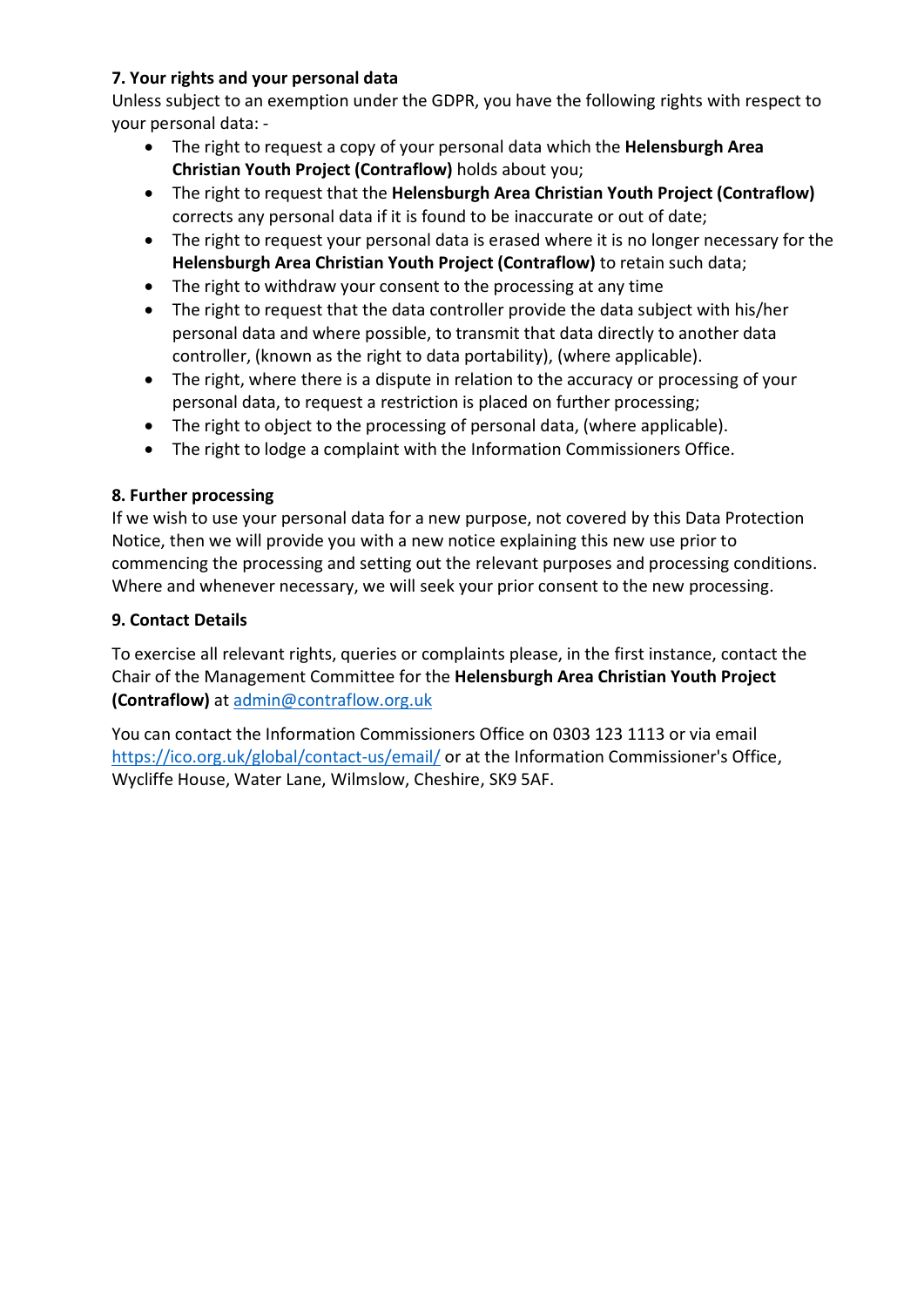**7. Your rights and your personal data**

Unless subject to an exemption under the GDPR, you have the following rights with respect to your personal data: -

- The right to request a copy of your personal data which the **Helensburgh Area Christian Youth Project (Contraflow)** holds about you;
- The right to request that the **Helensburgh Area Christian Youth Project (Contraflow)** corrects any personal data if it is found to be inaccurate or out of date;
- The right to request your personal data is erased where it is no longer necessary for the **Helensburgh Area Christian Youth Project (Contraflow)** to retain such data;
- The right to withdraw your consent to the processing at any time
- The right to request that the data controller provide the data subject with his/her personal data and where possible, to transmit that data directly to another data controller, (known as the right to data portability), (where applicable).
- The right, where there is a dispute in relation to the accuracy or processing of your personal data, to request a restriction is placed on further processing;
- The right to object to the processing of personal data, (where applicable).
- The right to lodge a complaint with the Information Commissioners Office.

**8. Further processing**

If we wish to use your personal data for a new purpose, not covered by this Data Protection Notice, then we will provide you with a new notice explaining this new use prior to commencing the processing and setting out the relevant purposes and processing conditions. Where and whenever necessary, we will seek your prior consent to the new processing.

**9. Contact Details**

To exercise all relevant rights, queries or complaints please, in the first instance, contact the Chair of the Management Committee for the **Helensburgh Area Christian Youth Project (Contraflow)** at admin@contraflow.org.uk

You can contact the Information Commissioners Office on 0303 123 1113 or via email https://ico.org.uk/global/contact-us/email/ or at the Information Commissioner's Office, Wycliffe House, Water Lane, Wilmslow, Cheshire, SK9 5AF.